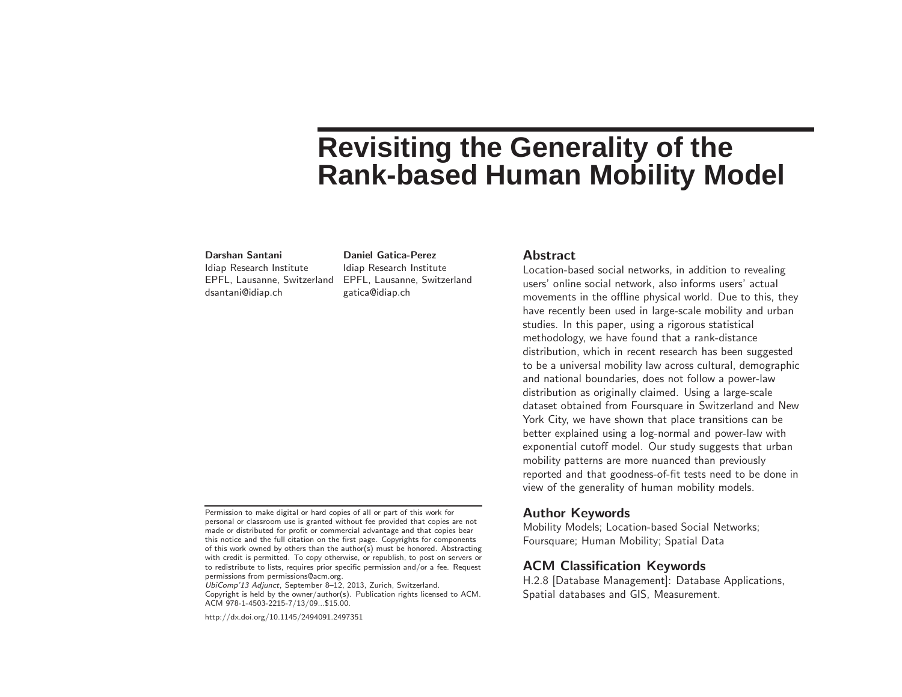# Revisiting the Generality of the Rank-based Human Mobility Model

**Darshan Santani**
Idiap Research Institute
EPFL, Lausanne, Switzerland
dsantani@idiap.ch

**Daniel Gatica-Perez**
Idiap Research Institute
EPFL, Lausanne, Switzerland
gatica@idiap.ch

## Abstract

Location-based social networks, in addition to revealing users' online social network, also informs users' actual movements in the offline physical world. Due to this, they have recently been used in large-scale mobility and urban studies. In this paper, using a rigorous statistical methodology, we have found that a rank-distance distribution, which in recent research has been suggested to be a universal mobility law across cultural, demographic and national boundaries, does not follow a power-law distribution as originally claimed. Using a large-scale dataset obtained from Foursquare in Switzerland and New York City, we have shown that place transitions can be better explained using a log-normal and power-law with exponential cutoff model. Our study suggests that urban mobility patterns are more nuanced than previously reported and that goodness-of-fit tests need to be done in view of the generality of human mobility models.

## Author Keywords

Mobility Models; Location-based Social Networks; Foursquare; Human Mobility; Spatial Data

## ACM Classification Keywords

H.2.8 [Database Management]: Database Applications, Spatial databases and GIS, Measurement.

Permission to make digital or hard copies of all or part of this work for personal or classroom use is granted without fee provided that copies are not made or distributed for profit or commercial advantage and that copies bear this notice and the full citation on the first page. Copyrights for components of this work owned by others than the author(s) must be honored. Abstracting with credit is permitted. To copy otherwise, or republish, to post on servers or to redistribute to lists, requires prior specific permission and/or a fee. Request permissions from permissions@acm.org.
*UbiComp'13 Adjunct*, September 8–12, 2013, Zurich, Switzerland.
Copyright is held by the owner/author(s). Publication rights licensed to ACM.
ACM 978-1-4503-2215-7/13/09...$15.00.

http://dx.doi.org/10.1145/2494091.2497351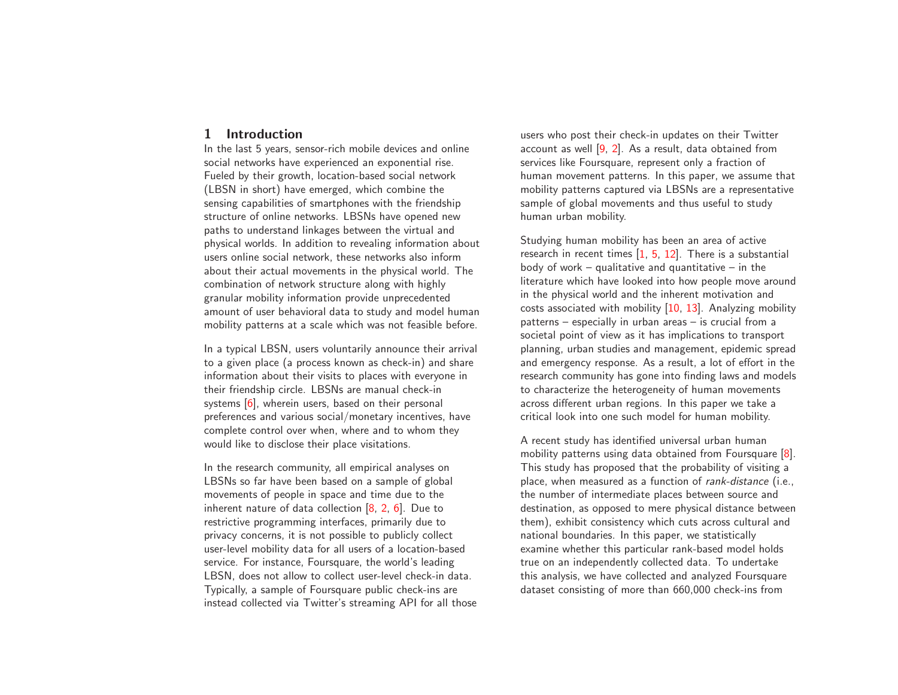## 1 Introduction

In the last 5 years, sensor-rich mobile devices and online social networks have experienced an exponential rise. Fueled by their growth, location-based social network (LBSN in short) have emerged, which combine the sensing capabilities of smartphones with the friendship structure of online networks. LBSNs have opened new paths to understand linkages between the virtual and physical worlds. In addition to revealing information about users online social network, these networks also inform about their actual movements in the physical world. The combination of network structure along with highly granular mobility information provide unprecedented amount of user behavioral data to study and model human mobility patterns at a scale which was not feasible before.

In a typical LBSN, users voluntarily announce their arrival to a given place (a process known as check-in) and share information about their visits to places with everyone in their friendship circle. LBSNs are manual check-in systems [6], wherein users, based on their personal preferences and various social/monetary incentives, have complete control over when, where and to whom they would like to disclose their place visitations.

In the research community, all empirical analyses on LBSNs so far have been based on a sample of global movements of people in space and time due to the inherent nature of data collection [8, 2, 6]. Due to restrictive programming interfaces, primarily due to privacy concerns, it is not possible to publicly collect user-level mobility data for all users of a location-based service. For instance, Foursquare, the world's leading LBSN, does not allow to collect user-level check-in data. Typically, a sample of Foursquare public check-ins are instead collected via Twitter's streaming API for all those users who post their check-in updates on their Twitter account as well [9, 2]. As a result, data obtained from services like Foursquare, represent only a fraction of human movement patterns. In this paper, we assume that mobility patterns captured via LBSNs are a representative sample of global movements and thus useful to study human urban mobility.

Studying human mobility has been an area of active research in recent times [1, 5, 12]. There is a substantial body of work – qualitative and quantitative – in the literature which have looked into how people move around in the physical world and the inherent motivation and costs associated with mobility [10, 13]. Analyzing mobility patterns – especially in urban areas – is crucial from a societal point of view as it has implications to transport planning, urban studies and management, epidemic spread and emergency response. As a result, a lot of effort in the research community has gone into finding laws and models to characterize the heterogeneity of human movements across different urban regions. In this paper we take a critical look into one such model for human mobility.

A recent study has identified universal urban human mobility patterns using data obtained from Foursquare [8]. This study has proposed that the probability of visiting a place, when measured as a function of *rank-distance* (i.e., the number of intermediate places between source and destination, as opposed to mere physical distance between them), exhibit consistency which cuts across cultural and national boundaries. In this paper, we statistically examine whether this particular rank-based model holds true on an independently collected data. To undertake this analysis, we have collected and analyzed Foursquare dataset consisting of more than 660,000 check-ins from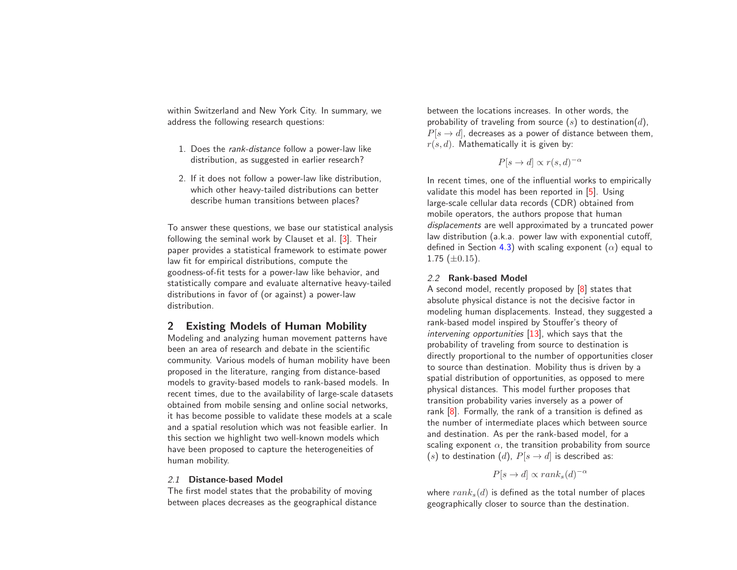within Switzerland and New York City. In summary, we address the following research questions:

1. Does the *rank-distance* follow a power-law like distribution, as suggested in earlier research?
2. If it does not follow a power-law like distribution, which other heavy-tailed distributions can better describe human transitions between places?

To answer these questions, we base our statistical analysis following the seminal work by Clauset et al. [3]. Their paper provides a statistical framework to estimate power law fit for empirical distributions, compute the goodness-of-fit tests for a power-law like behavior, and statistically compare and evaluate alternative heavy-tailed distributions in favor of (or against) a power-law distribution.

## 2 Existing Models of Human Mobility

Modeling and analyzing human movement patterns have been an area of research and debate in the scientific community. Various models of human mobility have been proposed in the literature, ranging from distance-based models to gravity-based models to rank-based models. In recent times, due to the availability of large-scale datasets obtained from mobile sensing and online social networks, it has become possible to validate these models at a scale and a spatial resolution which was not feasible earlier. In this section we highlight two well-known models which have been proposed to capture the heterogeneities of human mobility.

### *2.1* Distance-based Model

The first model states that the probability of moving between places decreases as the geographical distance between the locations increases. In other words, the probability of traveling from source $(s)$ to destination$(d)$, $P[s \to d]$, decreases as a power of distance between them, $r(s, d)$. Mathematically it is given by:

$$P[s \to d] \propto r(s, d)^{-\alpha}$$

In recent times, one of the influential works to empirically validate this model has been reported in [5]. Using large-scale cellular data records (CDR) obtained from mobile operators, the authors propose that human *displacements* are well approximated by a truncated power law distribution (a.k.a. power law with exponential cutoff, defined in Section 4.3) with scaling exponent $(\alpha)$ equal to 1.75 $(\pm 0.15)$.

### *2.2* Rank-based Model

A second model, recently proposed by [8] states that absolute physical distance is not the decisive factor in modeling human displacements. Instead, they suggested a rank-based model inspired by Stouffer's theory of *intervening opportunities* [13], which says that the probability of traveling from source to destination is directly proportional to the number of opportunities closer to source than destination. Mobility thus is driven by a spatial distribution of opportunities, as opposed to mere physical distances. This model further proposes that transition probability varies inversely as a power of rank [8]. Formally, the rank of a transition is defined as the number of intermediate places which between source and destination. As per the rank-based model, for a scaling exponent $\alpha$, the transition probability from source $(s)$ to destination $(d)$, $P[s \to d]$ is described as:

$$P[s \to d] \propto rank_s(d)^{-\alpha}$$

where $rank_s(d)$ is defined as the total number of places geographically closer to source than the destination.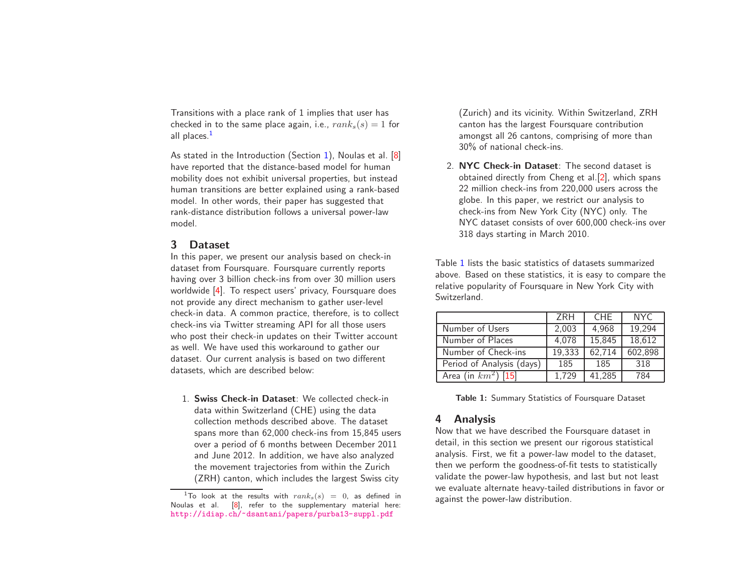Transitions with a place rank of 1 implies that user has checked in to the same place again, i.e., $rank_s(s) = 1$ for all places.[1]

As stated in the Introduction (Section 1), Noulas et al. [8] have reported that the distance-based model for human mobility does not exhibit universal properties, but instead human transitions are better explained using a rank-based model. In other words, their paper has suggested that rank-distance distribution follows a universal power-law model.

## 3 Dataset

In this paper, we present our analysis based on check-in dataset from Foursquare. Foursquare currently reports having over 3 billion check-ins from over 30 million users worldwide [4]. To respect users' privacy, Foursquare does not provide any direct mechanism to gather user-level check-in data. A common practice, therefore, is to collect check-ins via Twitter streaming API for all those users who post their check-in updates on their Twitter account as well. We have used this workaround to gather our dataset. Our current analysis is based on two different datasets, which are described below:

1. **Swiss Check-in Dataset**: We collected check-in data within Switzerland (CHE) using the data collection methods described above. The dataset spans more than 62,000 check-ins from 15,845 users over a period of 6 months between December 2011 and June 2012. In addition, we have also analyzed the movement trajectories from within the Zurich (ZRH) canton, which includes the largest Swiss city (Zurich) and its vicinity. Within Switzerland, ZRH canton has the largest Foursquare contribution amongst all 26 cantons, comprising of more than 30% of national check-ins.
2. **NYC Check-in Dataset**: The second dataset is obtained directly from Cheng et al.[2], which spans 22 million check-ins from 220,000 users across the globe. In this paper, we restrict our analysis to check-ins from New York City (NYC) only. The NYC dataset consists of over 600,000 check-ins over 318 days starting in March 2010.

Table 1 lists the basic statistics of datasets summarized above. Based on these statistics, it is easy to compare the relative popularity of Foursquare in New York City with Switzerland.

| | ZRH | CHE | NYC |
|---|---|---|---|
| Number of Users | 2,003 | 4,968 | 19,294 |
| Number of Places | 4,078 | 15,845 | 18,612 |
| Number of Check-ins | 19,333 | 62,714 | 602,898 |
| Period of Analysis (days) | 185 | 185 | 318 |
| Area (in $km^2$) [15] | 1,729 | 41,285 | 784 |

**Table 1:** Summary Statistics of Foursquare Dataset

## 4 Analysis

Now that we have described the Foursquare dataset in detail, in this section we present our rigorous statistical analysis. First, we fit a power-law model to the dataset, then we perform the goodness-of-fit tests to statistically validate the power-law hypothesis, and last but not least we evaluate alternate heavy-tailed distributions in favor or against the power-law distribution.

[1] To look at the results with $rank_s(s) = 0$, as defined in Noulas et al. [8], refer to the supplementary material here: http://idiap.ch/~dsantani/papers/purba13-suppl.pdf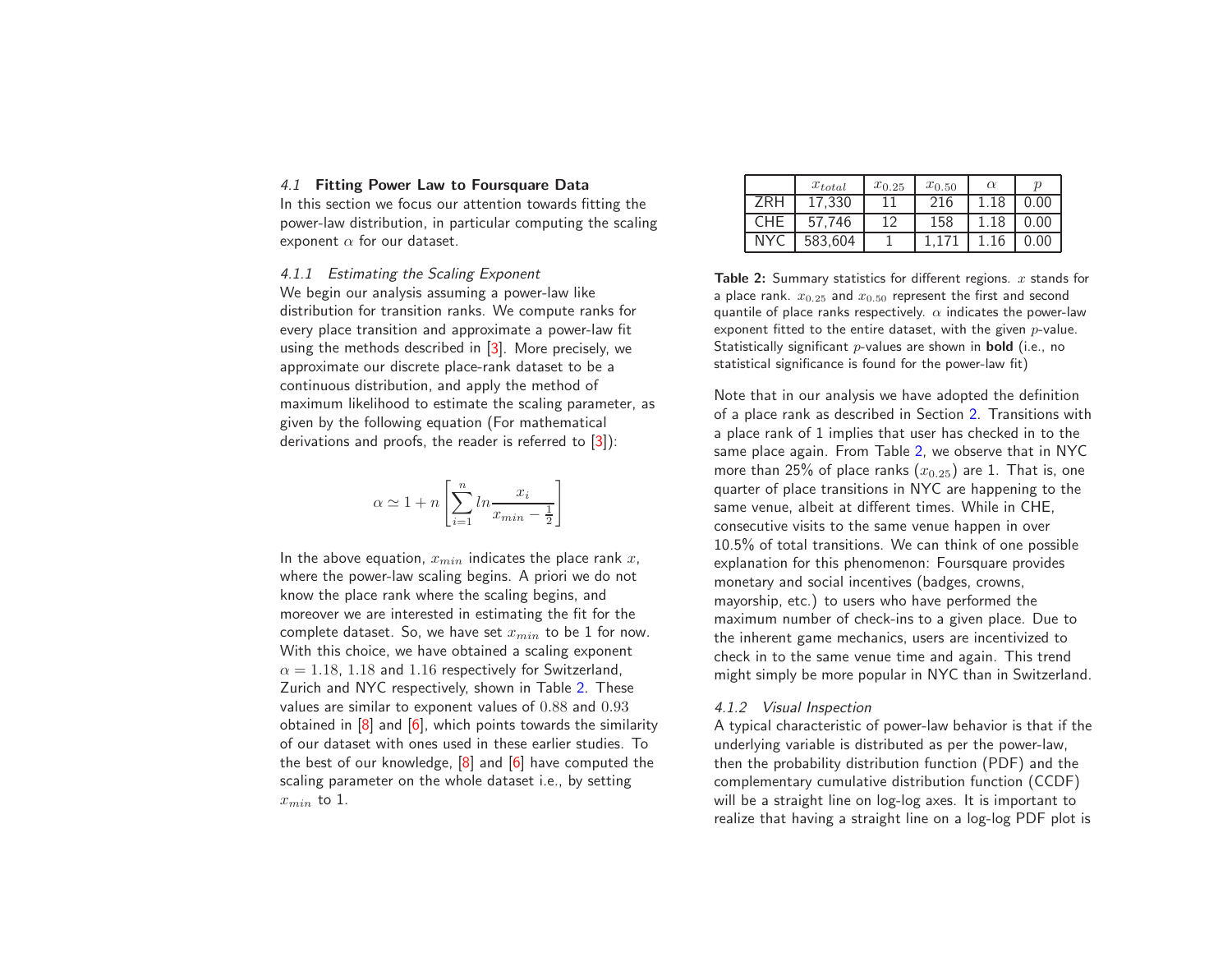### 4.1 Fitting Power Law to Foursquare Data

In this section we focus our attention towards fitting the power-law distribution, in particular computing the scaling exponent $\alpha$ for our dataset.

#### 4.1.1 Estimating the Scaling Exponent

We begin our analysis assuming a power-law like distribution for transition ranks. We compute ranks for every place transition and approximate a power-law fit using the methods described in [3]. More precisely, we approximate our discrete place-rank dataset to be a continuous distribution, and apply the method of maximum likelihood to estimate the scaling parameter, as given by the following equation (For mathematical derivations and proofs, the reader is referred to [3]):

$$\alpha \simeq 1 + n \left[ \sum_{i=1}^{n} ln \frac{x_i}{x_{min} - \frac{1}{2}} \right]$$

In the above equation, $x_{min}$ indicates the place rank $x$, where the power-law scaling begins. A priori we do not know the place rank where the scaling begins, and moreover we are interested in estimating the fit for the complete dataset. So, we have set $x_{min}$ to be 1 for now. With this choice, we have obtained a scaling exponent $\alpha = 1.18$, $1.18$ and $1.16$ respectively for Switzerland, Zurich and NYC respectively, shown in Table 2. These values are similar to exponent values of $0.88$ and $0.93$ obtained in [8] and [6], which points towards the similarity of our dataset with ones used in these earlier studies. To the best of our knowledge, [8] and [6] have computed the scaling parameter on the whole dataset i.e., by setting $x_{min}$ to 1.

|  | $x_{total}$ | $x_{0.25}$ | $x_{0.50}$ | $\alpha$ | $p$ |
|---|---|---|---|---|---|
| ZRH | 17,330 | 11 | 216 | 1.18 | 0.00 |
| CHE | 57,746 | 12 | 158 | 1.18 | 0.00 |
| NYC | 583,604 | 1 | 1,171 | 1.16 | 0.00 |

**Table 2:** Summary statistics for different regions. $x$ stands for a place rank. $x_{0.25}$ and $x_{0.50}$ represent the first and second quantile of place ranks respectively. $\alpha$ indicates the power-law exponent fitted to the entire dataset, with the given $p$-value. Statistically significant $p$-values are shown in **bold** (i.e., no statistical significance is found for the power-law fit)

Note that in our analysis we have adopted the definition of a place rank as described in Section 2. Transitions with a place rank of 1 implies that user has checked in to the same place again. From Table 2, we observe that in NYC more than 25% of place ranks ($x_{0.25}$) are 1. That is, one quarter of place transitions in NYC are happening to the same venue, albeit at different times. While in CHE, consecutive visits to the same venue happen in over 10.5% of total transitions. We can think of one possible explanation for this phenomenon: Foursquare provides monetary and social incentives (badges, crowns, mayorship, etc.) to users who have performed the maximum number of check-ins to a given place. Due to the inherent game mechanics, users are incentivized to check in to the same venue time and again. This trend might simply be more popular in NYC than in Switzerland.

#### 4.1.2 Visual Inspection

A typical characteristic of power-law behavior is that if the underlying variable is distributed as per the power-law, then the probability distribution function (PDF) and the complementary cumulative distribution function (CCDF) will be a straight line on log-log axes. It is important to realize that having a straight line on a log-log PDF plot is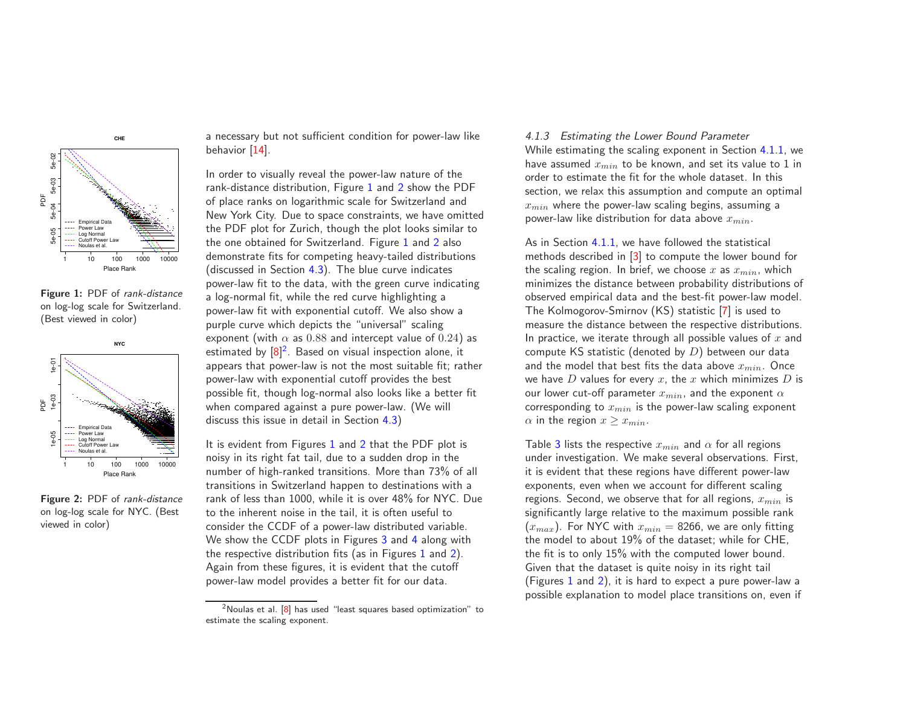Figure 1: PDF of *rank-distance* on log-log scale for Switzerland. (Best viewed in color)

Figure 2: PDF of *rank-distance* on log-log scale for NYC. (Best viewed in color)

a necessary but not sufficient condition for power-law like behavior [14].

In order to visually reveal the power-law nature of the rank-distance distribution, Figure 1 and 2 show the PDF of place ranks on logarithmic scale for Switzerland and New York City. Due to space constraints, we have omitted the PDF plot for Zurich, though the plot looks similar to the one obtained for Switzerland. Figure 1 and 2 also demonstrate fits for competing heavy-tailed distributions (discussed in Section 4.3). The blue curve indicates power-law fit to the data, with the green curve indicating a log-normal fit, while the red curve highlighting a power-law fit with exponential cutoff. We also show a purple curve which depicts the "universal" scaling exponent (with $\alpha$ as $0.88$ and intercept value of $0.24$) as estimated by [8][2]. Based on visual inspection alone, it appears that power-law is not the most suitable fit; rather power-law with exponential cutoff provides the best possible fit, though log-normal also looks like a better fit when compared against a pure power-law. (We will discuss this issue in detail in Section 4.3)

It is evident from Figures 1 and 2 that the PDF plot is noisy in its right fat tail, due to a sudden drop in the number of high-ranked transitions. More than 73% of all transitions in Switzerland happen to destinations with a rank of less than 1000, while it is over 48% for NYC. Due to the inherent noise in the tail, it is often useful to consider the CCDF of a power-law distributed variable. We show the CCDF plots in Figures 3 and 4 along with the respective distribution fits (as in Figures 1 and 2). Again from these figures, it is evident that the cutoff power-law model provides a better fit for our data.

[2] Noulas et al. [8] has used "least squares based optimization" to estimate the scaling exponent.

#### 4.1.3 Estimating the Lower Bound Parameter

While estimating the scaling exponent in Section 4.1.1, we have assumed $x_{min}$ to be known, and set its value to 1 in order to estimate the fit for the whole dataset. In this section, we relax this assumption and compute an optimal $x_{min}$ where the power-law scaling begins, assuming a power-law like distribution for data above $x_{min}$.

As in Section 4.1.1, we have followed the statistical methods described in [3] to compute the lower bound for the scaling region. In brief, we choose $x$ as $x_{min}$, which minimizes the distance between probability distributions of observed empirical data and the best-fit power-law model. The Kolmogorov-Smirnov (KS) statistic [7] is used to measure the distance between the respective distributions. In practice, we iterate through all possible values of $x$ and compute KS statistic (denoted by $D$) between our data and the model that best fits the data above $x_{min}$. Once we have $D$ values for every $x$, the $x$ which minimizes $D$ is our lower cut-off parameter $x_{min}$, and the exponent $\alpha$ corresponding to $x_{min}$ is the power-law scaling exponent $\alpha$ in the region $x \geq x_{min}$.

Table 3 lists the respective $x_{min}$ and $\alpha$ for all regions under investigation. We make several observations. First, it is evident that these regions have different power-law exponents, even when we account for different scaling regions. Second, we observe that for all regions, $x_{min}$ is significantly large relative to the maximum possible rank ($x_{max}$). For NYC with $x_{min}$ = 8266, we are only fitting the model to about 19% of the dataset; while for CHE, the fit is to only 15% with the computed lower bound. Given that the dataset is quite noisy in its right tail (Figures 1 and 2), it is hard to expect a pure power-law a possible explanation to model place transitions on, even if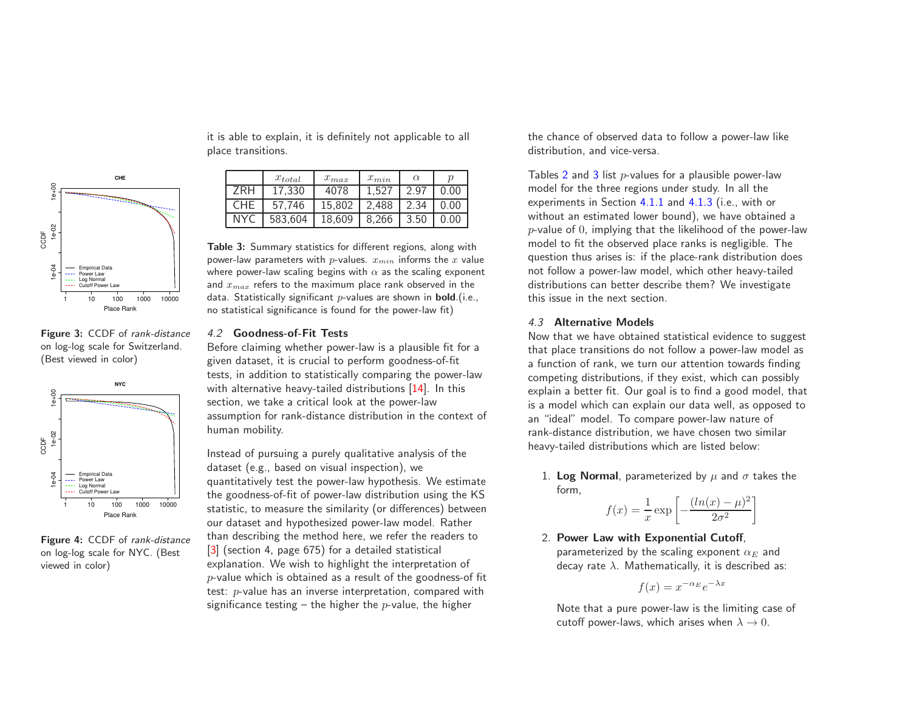Figure 3: CCDF of *rank-distance* on log-log scale for Switzerland. (Best viewed in color)

Figure 4: CCDF of *rank-distance* on log-log scale for NYC. (Best viewed in color)

it is able to explain, it is definitely not applicable to all place transitions.

| | $x_{total}$ | $x_{max}$ | $x_{min}$ | $\alpha$ | $p$ |
|---|---|---|---|---|---|
| ZRH | 17,330 | 4078 | 1,527 | 2.97 | 0.00 |
| CHE | 57,746 | 15,802 | 2,488 | 2.34 | 0.00 |
| NYC | 583,604 | 18,609 | 8,266 | 3.50 | 0.00 |

**Table 3:** Summary statistics for different regions, along with power-law parameters with $p$-values. $x_{min}$ informs the $x$ value where power-law scaling begins with $\alpha$ as the scaling exponent and $x_{max}$ refers to the maximum place rank observed in the data. Statistically significant $p$-values are shown in **bold**.(i.e., no statistical significance is found for the power-law fit)

### 4.2 Goodness-of-Fit Tests

Before claiming whether power-law is a plausible fit for a given dataset, it is crucial to perform goodness-of-fit tests, in addition to statistically comparing the power-law with alternative heavy-tailed distributions [14]. In this section, we take a critical look at the power-law assumption for rank-distance distribution in the context of human mobility.

Instead of pursuing a purely qualitative analysis of the dataset (e.g., based on visual inspection), we quantitatively test the power-law hypothesis. We estimate the goodness-of-fit of power-law distribution using the KS statistic, to measure the similarity (or differences) between our dataset and hypothesized power-law model. Rather than describing the method here, we refer the readers to [3] (section 4, page 675) for a detailed statistical explanation. We wish to highlight the interpretation of $p$-value which is obtained as a result of the goodness-of fit test: $p$-value has an inverse interpretation, compared with significance testing – the higher the $p$-value, the higher the chance of observed data to follow a power-law like distribution, and vice-versa.

Tables 2 and 3 list $p$-values for a plausible power-law model for the three regions under study. In all the experiments in Section 4.1.1 and 4.1.3 (i.e., with or without an estimated lower bound), we have obtained a $p$-value of $0$, implying that the likelihood of the power-law model to fit the observed place ranks is negligible. The question thus arises is: if the place-rank distribution does not follow a power-law model, which other heavy-tailed distributions can better describe them? We investigate this issue in the next section.

### 4.3 Alternative Models

Now that we have obtained statistical evidence to suggest that place transitions do not follow a power-law model as a function of rank, we turn our attention towards finding competing distributions, if they exist, which can possibly explain a better fit. Our goal is to find a good model, that is a model which can explain our data well, as opposed to an "ideal" model. To compare power-law nature of rank-distance distribution, we have chosen two similar heavy-tailed distributions which are listed below:

1. **Log Normal**, parameterized by $\mu$ and $\sigma$ takes the form,

$$f(x) = \frac{1}{x} \exp\left[-\frac{(ln(x) - \mu)^2}{2\sigma^2}\right]$$

2. **Power Law with Exponential Cutoff**, parameterized by the scaling exponent $\alpha_E$ and decay rate $\lambda$. Mathematically, it is described as:

$$f(x) = x^{-\alpha_E} e^{-\lambda x}$$

Note that a pure power-law is the limiting case of cutoff power-laws, which arises when $\lambda \to 0$.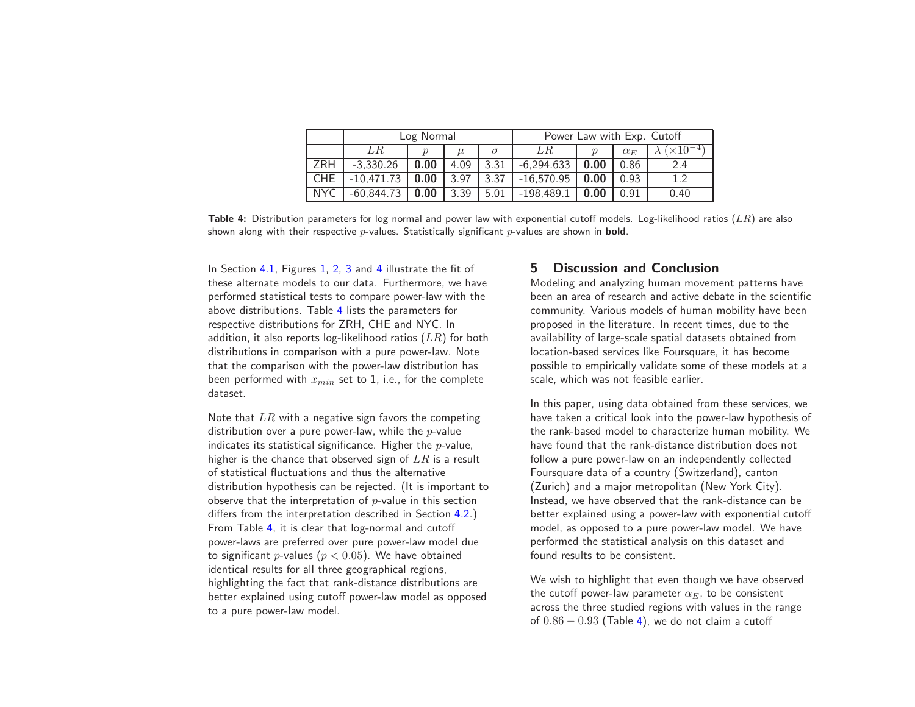| | Log Normal | | | | Power Law with Exp. Cutoff | | | |
|---|---|---|---|---|---|---|---|---|
| | $LR$ | $p$ | $\mu$ | $\sigma$ | $LR$ | $p$ | $\alpha_E$ | $\lambda$ ($\times 10^{-4}$) |
| ZRH | -3,330.26 | **0.00** | 4.09 | 3.31 | -6,294.633 | **0.00** | 0.86 | 2.4 |
| CHE | -10,471.73 | **0.00** | 3.97 | 3.37 | -16,570.95 | **0.00** | 0.93 | 1.2 |
| NYC | -60,844.73 | **0.00** | 3.39 | 5.01 | -198,489.1 | **0.00** | 0.91 | 0.40 |

**Table 4:** Distribution parameters for log normal and power law with exponential cutoff models. Log-likelihood ratios ($LR$) are also shown along with their respective $p$-values. Statistically significant $p$-values are shown in **bold**.

In Section 4.1, Figures 1, 2, 3 and 4 illustrate the fit of these alternate models to our data. Furthermore, we have performed statistical tests to compare power-law with the above distributions. Table 4 lists the parameters for respective distributions for ZRH, CHE and NYC. In addition, it also reports log-likelihood ratios ($LR$) for both distributions in comparison with a pure power-law. Note that the comparison with the power-law distribution has been performed with $x_{min}$ set to 1, i.e., for the complete dataset.

Note that $LR$ with a negative sign favors the competing distribution over a pure power-law, while the $p$-value indicates its statistical significance. Higher the $p$-value, higher is the chance that observed sign of $LR$ is a result of statistical fluctuations and thus the alternative distribution hypothesis can be rejected. (It is important to observe that the interpretation of $p$-value in this section differs from the interpretation described in Section 4.2.) From Table 4, it is clear that log-normal and cutoff power-laws are preferred over pure power-law model due to significant $p$-values ($p < 0.05$). We have obtained identical results for all three geographical regions, highlighting the fact that rank-distance distributions are better explained using cutoff power-law model as opposed to a pure power-law model.

## 5 Discussion and Conclusion

Modeling and analyzing human movement patterns have been an area of research and active debate in the scientific community. Various models of human mobility have been proposed in the literature. In recent times, due to the availability of large-scale spatial datasets obtained from location-based services like Foursquare, it has become possible to empirically validate some of these models at a scale, which was not feasible earlier.

In this paper, using data obtained from these services, we have taken a critical look into the power-law hypothesis of the rank-based model to characterize human mobility. We have found that the rank-distance distribution does not follow a pure power-law on an independently collected Foursquare data of a country (Switzerland), canton (Zurich) and a major metropolitan (New York City). Instead, we have observed that the rank-distance can be better explained using a power-law with exponential cutoff model, as opposed to a pure power-law model. We have performed the statistical analysis on this dataset and found results to be consistent.

We wish to highlight that even though we have observed the cutoff power-law parameter $\alpha_E$, to be consistent across the three studied regions with values in the range of $0.86 - 0.93$ (Table 4), we do not claim a cutoff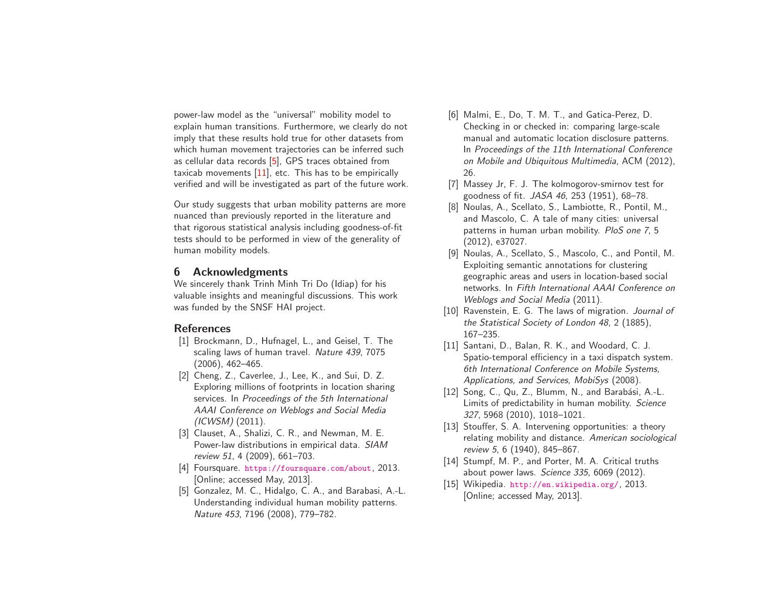power-law model as the "universal" mobility model to explain human transitions. Furthermore, we clearly do not imply that these results hold true for other datasets from which human movement trajectories can be inferred such as cellular data records [5], GPS traces obtained from taxicab movements [11], etc. This has to be empirically verified and will be investigated as part of the future work.

Our study suggests that urban mobility patterns are more nuanced than previously reported in the literature and that rigorous statistical analysis including goodness-of-fit tests should to be performed in view of the generality of human mobility models.

## 6 Acknowledgments

We sincerely thank Trinh Minh Tri Do (Idiap) for his valuable insights and meaningful discussions. This work was funded by the SNSF HAI project.

## References

[1] Brockmann, D., Hufnagel, L., and Geisel, T. The scaling laws of human travel. *Nature 439*, 7075 (2006), 462–465.

[2] Cheng, Z., Caverlee, J., Lee, K., and Sui, D. Z. Exploring millions of footprints in location sharing services. In *Proceedings of the 5th International AAAI Conference on Weblogs and Social Media (ICWSM)* (2011).

[3] Clauset, A., Shalizi, C. R., and Newman, M. E. Power-law distributions in empirical data. *SIAM review 51*, 4 (2009), 661–703.

[4] Foursquare. https://foursquare.com/about, 2013. [Online; accessed May, 2013].

[5] Gonzalez, M. C., Hidalgo, C. A., and Barabasi, A.-L. Understanding individual human mobility patterns. *Nature 453*, 7196 (2008), 779–782.

[6] Malmi, E., Do, T. M. T., and Gatica-Perez, D. Checking in or checked in: comparing large-scale manual and automatic location disclosure patterns. In *Proceedings of the 11th International Conference on Mobile and Ubiquitous Multimedia*, ACM (2012), 26.

[7] Massey Jr, F. J. The kolmogorov-smirnov test for goodness of fit. *JASA 46*, 253 (1951), 68–78.

[8] Noulas, A., Scellato, S., Lambiotte, R., Pontil, M., and Mascolo, C. A tale of many cities: universal patterns in human urban mobility. *PloS one 7*, 5 (2012), e37027.

[9] Noulas, A., Scellato, S., Mascolo, C., and Pontil, M. Exploiting semantic annotations for clustering geographic areas and users in location-based social networks. In *Fifth International AAAI Conference on Weblogs and Social Media* (2011).

[10] Ravenstein, E. G. The laws of migration. *Journal of the Statistical Society of London 48*, 2 (1885), 167–235.

[11] Santani, D., Balan, R. K., and Woodard, C. J. Spatio-temporal efficiency in a taxi dispatch system. *6th International Conference on Mobile Systems, Applications, and Services, MobiSys* (2008).

[12] Song, C., Qu, Z., Blumm, N., and Barabási, A.-L. Limits of predictability in human mobility. *Science 327*, 5968 (2010), 1018–1021.

[13] Stouffer, S. A. Intervening opportunities: a theory relating mobility and distance. *American sociological review 5*, 6 (1940), 845–867.

[14] Stumpf, M. P., and Porter, M. A. Critical truths about power laws. *Science 335*, 6069 (2012).

[15] Wikipedia. http://en.wikipedia.org/, 2013. [Online; accessed May, 2013].